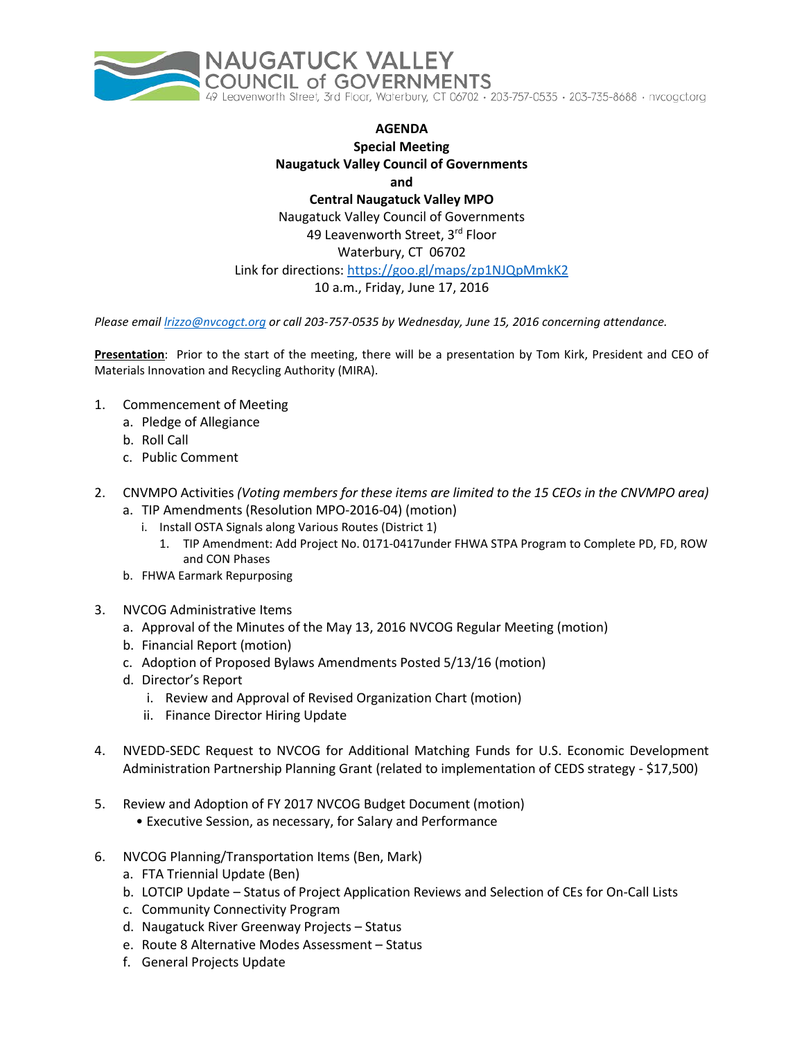NAUGATUCK VALLEY COUNCIL of GOVERNMENTS
49 Leavenworth Street, 3rd Floor, Waterbury, CT 06702 • 203-757-0535 • 203-735-8688 • nvcogct.org

**AGENDA**
**Special Meeting**
**Naugatuck Valley Council of Governments**
**and**
**Central Naugatuck Valley MPO**
Naugatuck Valley Council of Governments
49 Leavenworth Street, 3rd Floor
Waterbury, CT 06702
Link for directions: https://goo.gl/maps/zp1NJQpMmkK2
10 a.m., Friday, June 17, 2016

*Please email lrizzo@nvcogct.org or call 203-757-0535 by Wednesday, June 15, 2016 concerning attendance.*

**Presentation**: Prior to the start of the meeting, there will be a presentation by Tom Kirk, President and CEO of Materials Innovation and Recycling Authority (MIRA).

1. Commencement of Meeting
   a. Pledge of Allegiance
   b. Roll Call
   c. Public Comment

2. CNVMPO Activities *(Voting members for these items are limited to the 15 CEOs in the CNVMPO area)*
   a. TIP Amendments (Resolution MPO-2016-04) (motion)
      i. Install OSTA Signals along Various Routes (District 1)
         1. TIP Amendment: Add Project No. 0171-0417under FHWA STPA Program to Complete PD, FD, ROW and CON Phases
   b. FHWA Earmark Repurposing

3. NVCOG Administrative Items
   a. Approval of the Minutes of the May 13, 2016 NVCOG Regular Meeting (motion)
   b. Financial Report (motion)
   c. Adoption of Proposed Bylaws Amendments Posted 5/13/16 (motion)
   d. Director's Report
      i. Review and Approval of Revised Organization Chart (motion)
      ii. Finance Director Hiring Update

4. NVEDD-SEDC Request to NVCOG for Additional Matching Funds for U.S. Economic Development Administration Partnership Planning Grant (related to implementation of CEDS strategy - $17,500)

5. Review and Adoption of FY 2017 NVCOG Budget Document (motion)
   • Executive Session, as necessary, for Salary and Performance

6. NVCOG Planning/Transportation Items (Ben, Mark)
   a. FTA Triennial Update (Ben)
   b. LOTCIP Update – Status of Project Application Reviews and Selection of CEs for On-Call Lists
   c. Community Connectivity Program
   d. Naugatuck River Greenway Projects – Status
   e. Route 8 Alternative Modes Assessment – Status
   f. General Projects Update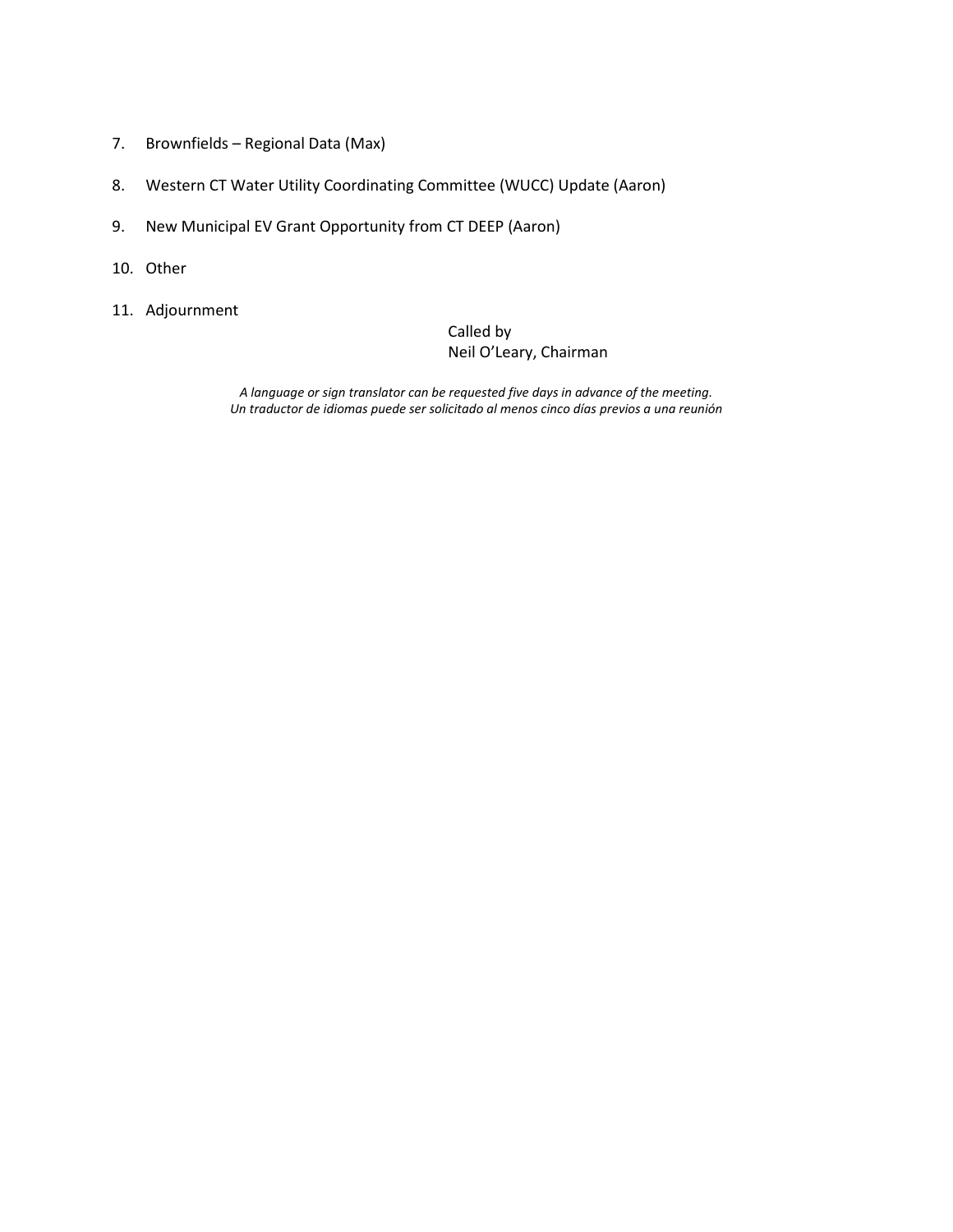7. Brownfields – Regional Data (Max)

8. Western CT Water Utility Coordinating Committee (WUCC) Update (Aaron)

9. New Municipal EV Grant Opportunity from CT DEEP (Aaron)

10. Other

11. Adjournment

Called by
Neil O'Leary, Chairman

*A language or sign translator can be requested five days in advance of the meeting.*
*Un traductor de idiomas puede ser solicitado al menos cinco días previos a una reunión*